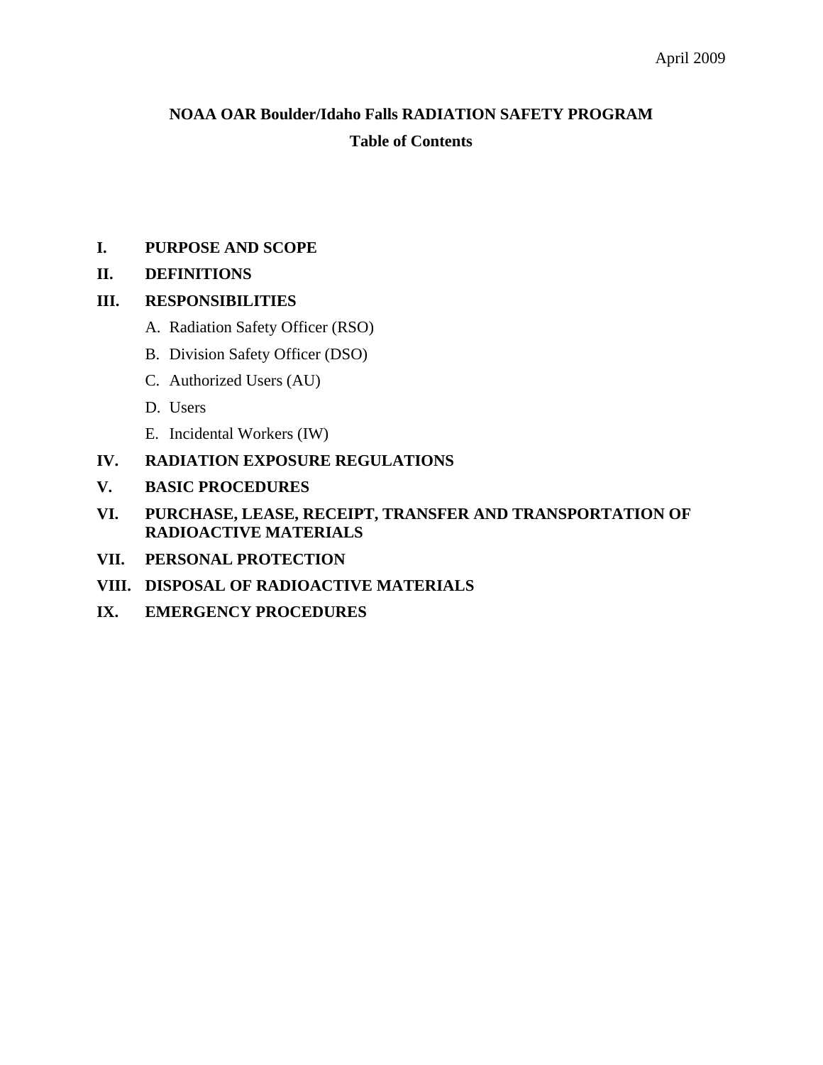April 2009

# NOAA OAR Boulder/Idaho Falls RADIATION SAFETY PROGRAM

## Table of Contents

**I. PURPOSE AND SCOPE**

**II. DEFINITIONS**

**III. RESPONSIBILITIES**

- A. Radiation Safety Officer (RSO)
- B. Division Safety Officer (DSO)
- C. Authorized Users (AU)
- D. Users
- E. Incidental Workers (IW)

**IV. RADIATION EXPOSURE REGULATIONS**

**V. BASIC PROCEDURES**

**VI. PURCHASE, LEASE, RECEIPT, TRANSFER AND TRANSPORTATION OF RADIOACTIVE MATERIALS**

**VII. PERSONAL PROTECTION**

**VIII. DISPOSAL OF RADIOACTIVE MATERIALS**

**IX. EMERGENCY PROCEDURES**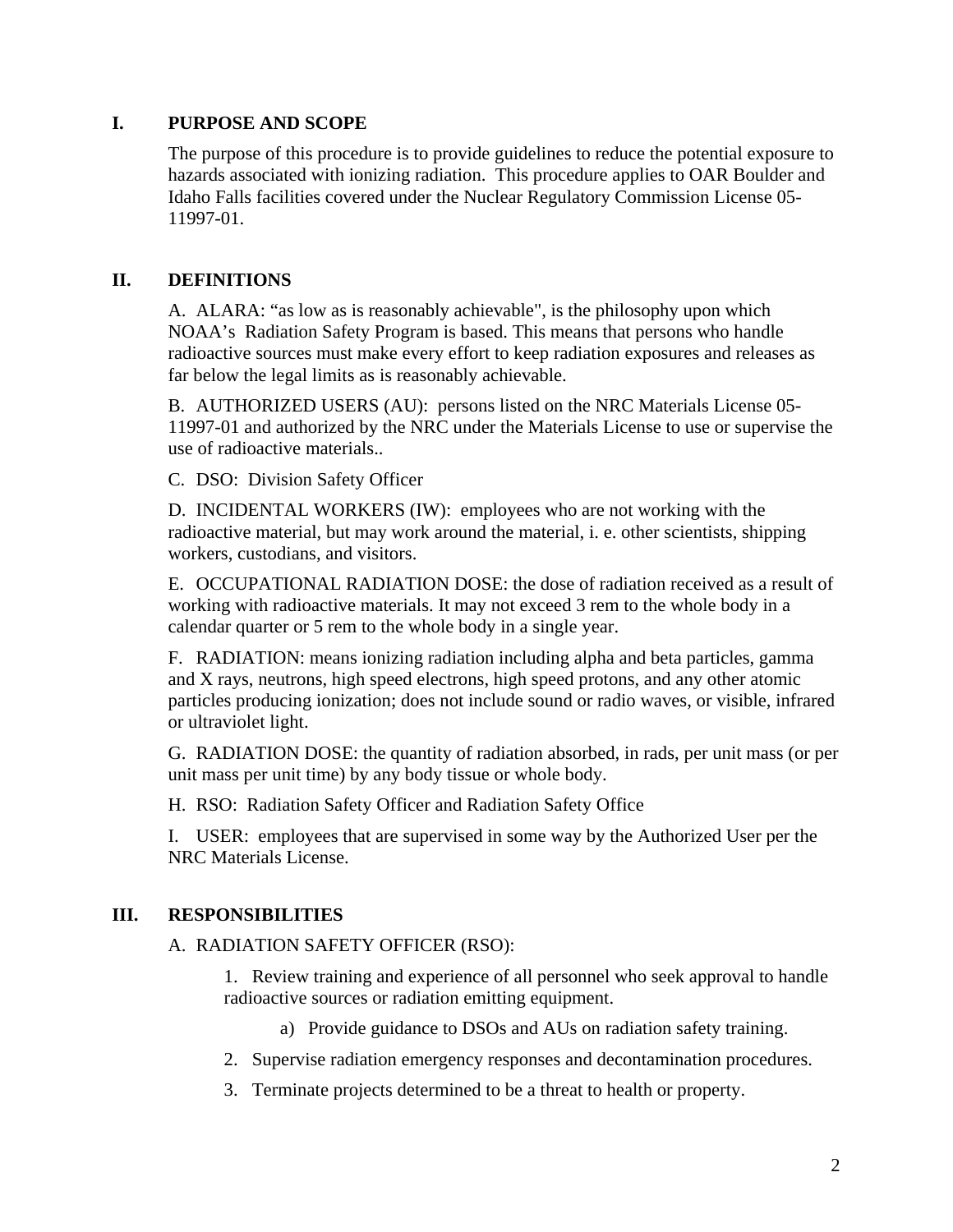## I. PURPOSE AND SCOPE

The purpose of this procedure is to provide guidelines to reduce the potential exposure to hazards associated with ionizing radiation. This procedure applies to OAR Boulder and Idaho Falls facilities covered under the Nuclear Regulatory Commission License 05-11997-01.

## II. DEFINITIONS

A. ALARA: "as low as is reasonably achievable", is the philosophy upon which NOAA's Radiation Safety Program is based. This means that persons who handle radioactive sources must make every effort to keep radiation exposures and releases as far below the legal limits as is reasonably achievable.

B. AUTHORIZED USERS (AU): persons listed on the NRC Materials License 05-11997-01 and authorized by the NRC under the Materials License to use or supervise the use of radioactive materials..

C. DSO: Division Safety Officer

D. INCIDENTAL WORKERS (IW): employees who are not working with the radioactive material, but may work around the material, i. e. other scientists, shipping workers, custodians, and visitors.

E. OCCUPATIONAL RADIATION DOSE: the dose of radiation received as a result of working with radioactive materials. It may not exceed 3 rem to the whole body in a calendar quarter or 5 rem to the whole body in a single year.

F. RADIATION: means ionizing radiation including alpha and beta particles, gamma and X rays, neutrons, high speed electrons, high speed protons, and any other atomic particles producing ionization; does not include sound or radio waves, or visible, infrared or ultraviolet light.

G. RADIATION DOSE: the quantity of radiation absorbed, in rads, per unit mass (or per unit mass per unit time) by any body tissue or whole body.

H. RSO: Radiation Safety Officer and Radiation Safety Office

I. USER: employees that are supervised in some way by the Authorized User per the NRC Materials License.

## III. RESPONSIBILITIES

A. RADIATION SAFETY OFFICER (RSO):

1. Review training and experience of all personnel who seek approval to handle radioactive sources or radiation emitting equipment.

    a) Provide guidance to DSOs and AUs on radiation safety training.

2. Supervise radiation emergency responses and decontamination procedures.

3. Terminate projects determined to be a threat to health or property.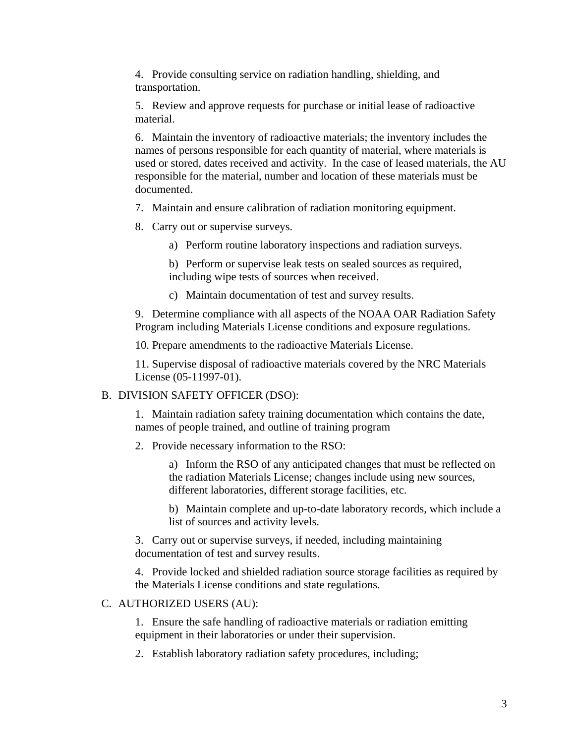4. Provide consulting service on radiation handling, shielding, and transportation.

5. Review and approve requests for purchase or initial lease of radioactive material.

6. Maintain the inventory of radioactive materials; the inventory includes the names of persons responsible for each quantity of material, where materials is used or stored, dates received and activity. In the case of leased materials, the AU responsible for the material, number and location of these materials must be documented.

7. Maintain and ensure calibration of radiation monitoring equipment.

8. Carry out or supervise surveys.

   a) Perform routine laboratory inspections and radiation surveys.

   b) Perform or supervise leak tests on sealed sources as required, including wipe tests of sources when received.

   c) Maintain documentation of test and survey results.

9. Determine compliance with all aspects of the NOAA OAR Radiation Safety Program including Materials License conditions and exposure regulations.

10. Prepare amendments to the radioactive Materials License.

11. Supervise disposal of radioactive materials covered by the NRC Materials License (05-11997-01).

B. DIVISION SAFETY OFFICER (DSO):

1. Maintain radiation safety training documentation which contains the date, names of people trained, and outline of training program

2. Provide necessary information to the RSO:

   a) Inform the RSO of any anticipated changes that must be reflected on the radiation Materials License; changes include using new sources, different laboratories, different storage facilities, etc.

   b) Maintain complete and up-to-date laboratory records, which include a list of sources and activity levels.

3. Carry out or supervise surveys, if needed, including maintaining documentation of test and survey results.

4. Provide locked and shielded radiation source storage facilities as required by the Materials License conditions and state regulations.

C. AUTHORIZED USERS (AU):

1. Ensure the safe handling of radioactive materials or radiation emitting equipment in their laboratories or under their supervision.

2. Establish laboratory radiation safety procedures, including;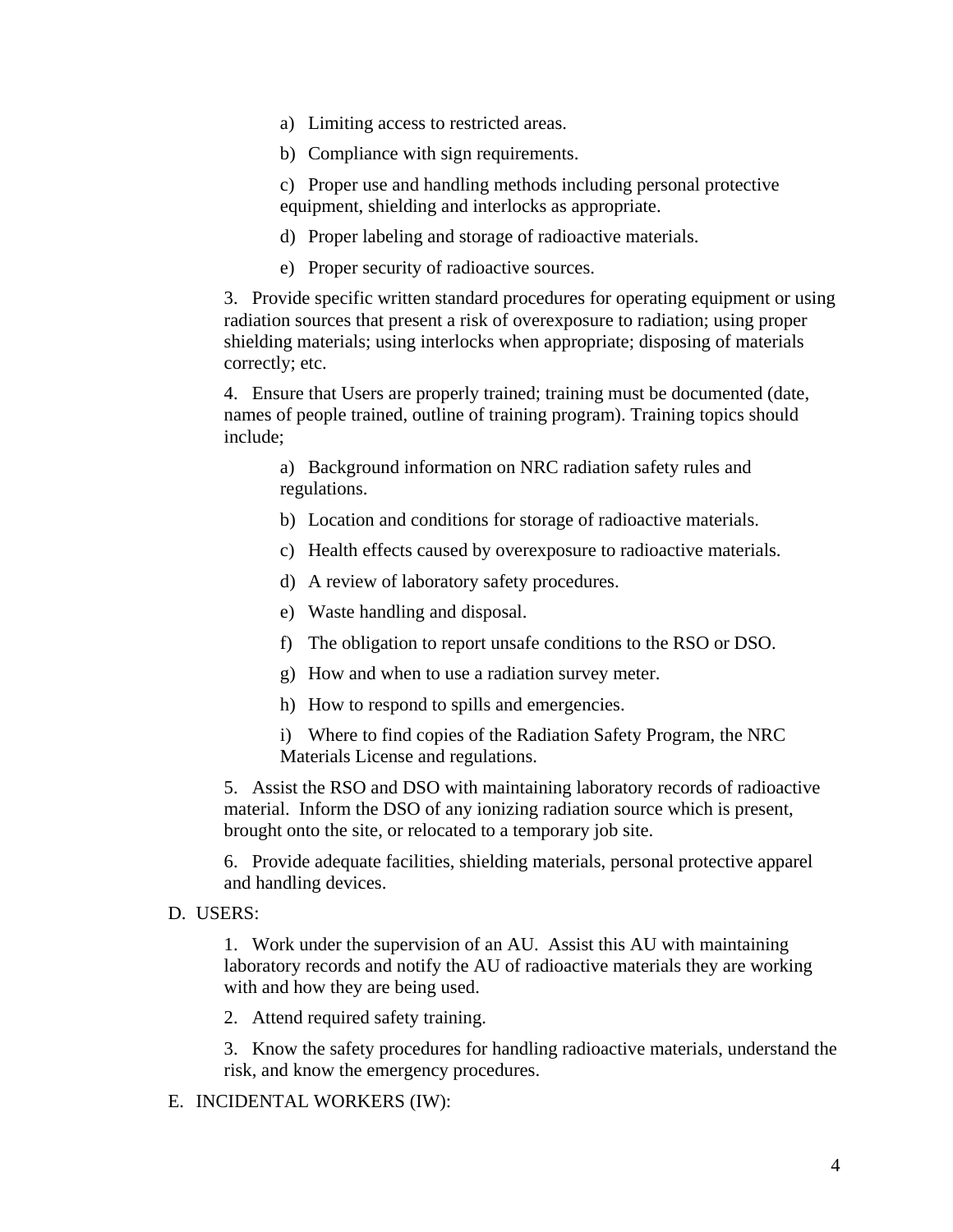a) Limiting access to restricted areas.

b) Compliance with sign requirements.

c) Proper use and handling methods including personal protective equipment, shielding and interlocks as appropriate.

d) Proper labeling and storage of radioactive materials.

e) Proper security of radioactive sources.

3. Provide specific written standard procedures for operating equipment or using radiation sources that present a risk of overexposure to radiation; using proper shielding materials; using interlocks when appropriate; disposing of materials correctly; etc.

4. Ensure that Users are properly trained; training must be documented (date, names of people trained, outline of training program). Training topics should include;

a) Background information on NRC radiation safety rules and regulations.

b) Location and conditions for storage of radioactive materials.

c) Health effects caused by overexposure to radioactive materials.

d) A review of laboratory safety procedures.

e) Waste handling and disposal.

f) The obligation to report unsafe conditions to the RSO or DSO.

g) How and when to use a radiation survey meter.

h) How to respond to spills and emergencies.

i) Where to find copies of the Radiation Safety Program, the NRC Materials License and regulations.

5. Assist the RSO and DSO with maintaining laboratory records of radioactive material. Inform the DSO of any ionizing radiation source which is present, brought onto the site, or relocated to a temporary job site.

6. Provide adequate facilities, shielding materials, personal protective apparel and handling devices.

D. USERS:

1. Work under the supervision of an AU. Assist this AU with maintaining laboratory records and notify the AU of radioactive materials they are working with and how they are being used.

2. Attend required safety training.

3. Know the safety procedures for handling radioactive materials, understand the risk, and know the emergency procedures.

E. INCIDENTAL WORKERS (IW):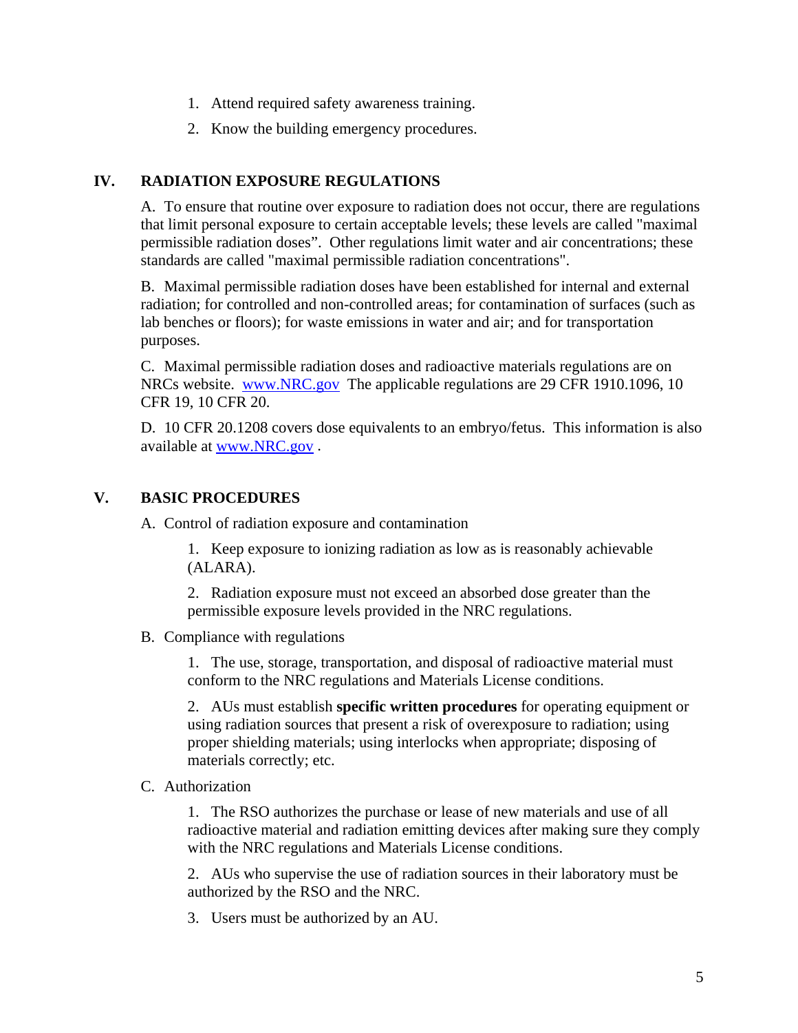1. Attend required safety awareness training.
2. Know the building emergency procedures.

## IV. RADIATION EXPOSURE REGULATIONS

A. To ensure that routine over exposure to radiation does not occur, there are regulations that limit personal exposure to certain acceptable levels; these levels are called "maximal permissible radiation doses". Other regulations limit water and air concentrations; these standards are called "maximal permissible radiation concentrations".

B. Maximal permissible radiation doses have been established for internal and external radiation; for controlled and non-controlled areas; for contamination of surfaces (such as lab benches or floors); for waste emissions in water and air; and for transportation purposes.

C. Maximal permissible radiation doses and radioactive materials regulations are on NRCs website. [www.NRC.gov](http://www.NRC.gov) The applicable regulations are 29 CFR 1910.1096, 10 CFR 19, 10 CFR 20.

D. 10 CFR 20.1208 covers dose equivalents to an embryo/fetus. This information is also available at [www.NRC.gov](http://www.NRC.gov) .

## V. BASIC PROCEDURES

A. Control of radiation exposure and contamination

1. Keep exposure to ionizing radiation as low as is reasonably achievable (ALARA).

2. Radiation exposure must not exceed an absorbed dose greater than the permissible exposure levels provided in the NRC regulations.

B. Compliance with regulations

1. The use, storage, transportation, and disposal of radioactive material must conform to the NRC regulations and Materials License conditions.

2. AUs must establish **specific written procedures** for operating equipment or using radiation sources that present a risk of overexposure to radiation; using proper shielding materials; using interlocks when appropriate; disposing of materials correctly; etc.

C. Authorization

1. The RSO authorizes the purchase or lease of new materials and use of all radioactive material and radiation emitting devices after making sure they comply with the NRC regulations and Materials License conditions.

2. AUs who supervise the use of radiation sources in their laboratory must be authorized by the RSO and the NRC.

3. Users must be authorized by an AU.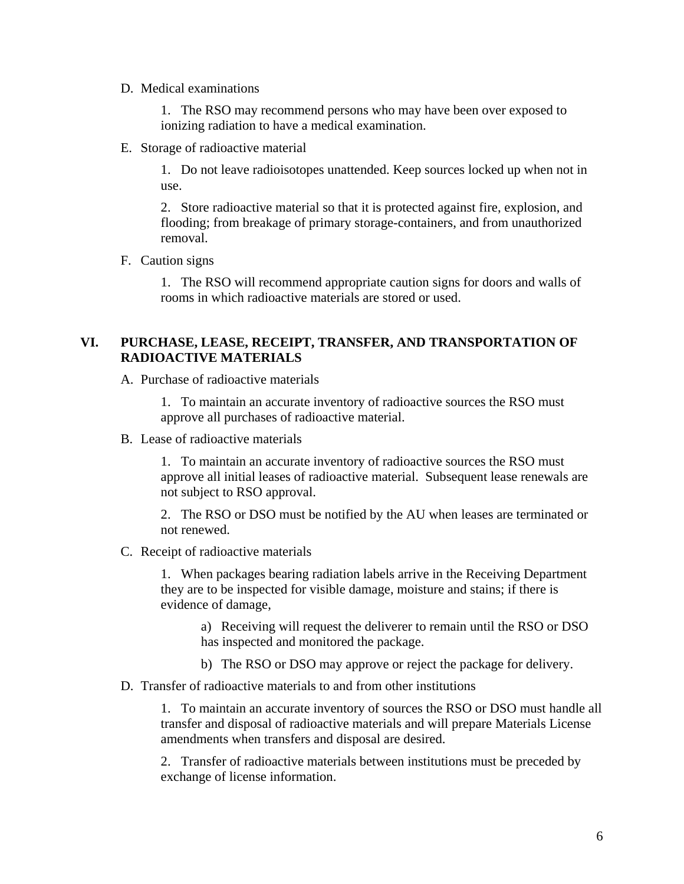D. Medical examinations

1. The RSO may recommend persons who may have been over exposed to ionizing radiation to have a medical examination.

E. Storage of radioactive material

1. Do not leave radioisotopes unattended. Keep sources locked up when not in use.

2. Store radioactive material so that it is protected against fire, explosion, and flooding; from breakage of primary storage-containers, and from unauthorized removal.

F. Caution signs

1. The RSO will recommend appropriate caution signs for doors and walls of rooms in which radioactive materials are stored or used.

## VI. PURCHASE, LEASE, RECEIPT, TRANSFER, AND TRANSPORTATION OF RADIOACTIVE MATERIALS

A. Purchase of radioactive materials

1. To maintain an accurate inventory of radioactive sources the RSO must approve all purchases of radioactive material.

B. Lease of radioactive materials

1. To maintain an accurate inventory of radioactive sources the RSO must approve all initial leases of radioactive material. Subsequent lease renewals are not subject to RSO approval.

2. The RSO or DSO must be notified by the AU when leases are terminated or not renewed.

C. Receipt of radioactive materials

1. When packages bearing radiation labels arrive in the Receiving Department they are to be inspected for visible damage, moisture and stains; if there is evidence of damage,

a) Receiving will request the deliverer to remain until the RSO or DSO has inspected and monitored the package.

b) The RSO or DSO may approve or reject the package for delivery.

D. Transfer of radioactive materials to and from other institutions

1. To maintain an accurate inventory of sources the RSO or DSO must handle all transfer and disposal of radioactive materials and will prepare Materials License amendments when transfers and disposal are desired.

2. Transfer of radioactive materials between institutions must be preceded by exchange of license information.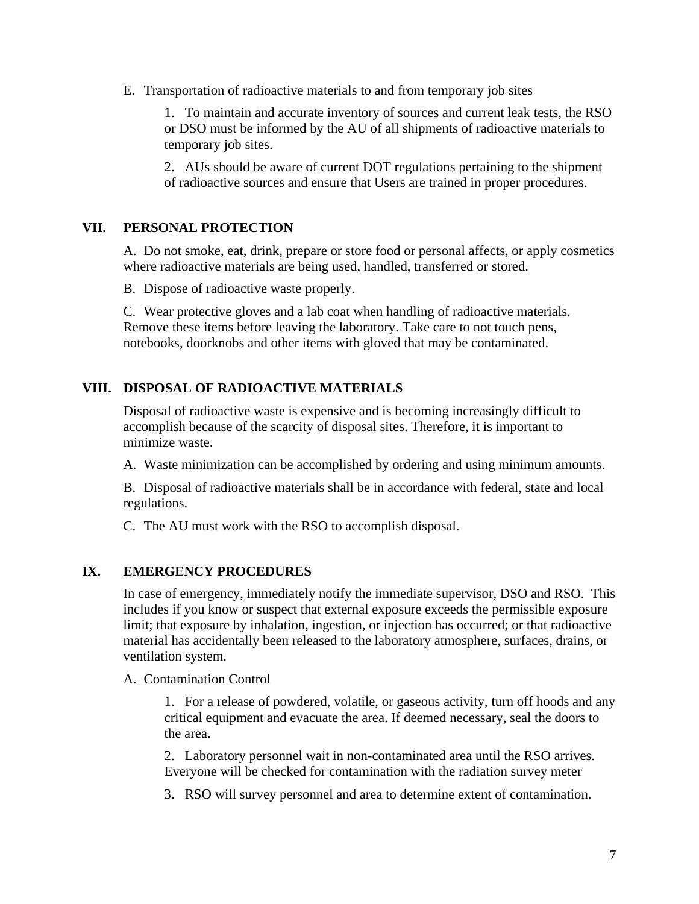E. Transportation of radioactive materials to and from temporary job sites

1. To maintain and accurate inventory of sources and current leak tests, the RSO or DSO must be informed by the AU of all shipments of radioactive materials to temporary job sites.

2. AUs should be aware of current DOT regulations pertaining to the shipment of radioactive sources and ensure that Users are trained in proper procedures.

## VII. PERSONAL PROTECTION

A. Do not smoke, eat, drink, prepare or store food or personal affects, or apply cosmetics where radioactive materials are being used, handled, transferred or stored.

B. Dispose of radioactive waste properly.

C. Wear protective gloves and a lab coat when handling of radioactive materials. Remove these items before leaving the laboratory. Take care to not touch pens, notebooks, doorknobs and other items with gloved that may be contaminated.

## VIII. DISPOSAL OF RADIOACTIVE MATERIALS

Disposal of radioactive waste is expensive and is becoming increasingly difficult to accomplish because of the scarcity of disposal sites. Therefore, it is important to minimize waste.

A. Waste minimization can be accomplished by ordering and using minimum amounts.

B. Disposal of radioactive materials shall be in accordance with federal, state and local regulations.

C. The AU must work with the RSO to accomplish disposal.

## IX. EMERGENCY PROCEDURES

In case of emergency, immediately notify the immediate supervisor, DSO and RSO. This includes if you know or suspect that external exposure exceeds the permissible exposure limit; that exposure by inhalation, ingestion, or injection has occurred; or that radioactive material has accidentally been released to the laboratory atmosphere, surfaces, drains, or ventilation system.

A. Contamination Control

1. For a release of powdered, volatile, or gaseous activity, turn off hoods and any critical equipment and evacuate the area. If deemed necessary, seal the doors to the area.

2. Laboratory personnel wait in non-contaminated area until the RSO arrives. Everyone will be checked for contamination with the radiation survey meter

3. RSO will survey personnel and area to determine extent of contamination.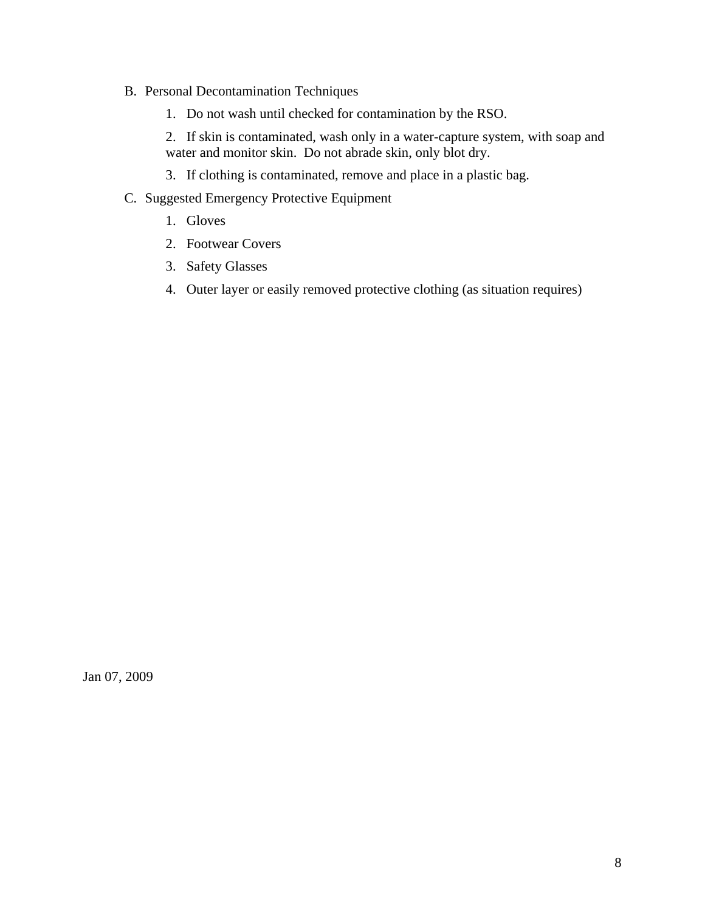B. Personal Decontamination Techniques

1. Do not wash until checked for contamination by the RSO.
2. If skin is contaminated, wash only in a water-capture system, with soap and water and monitor skin. Do not abrade skin, only blot dry.
3. If clothing is contaminated, remove and place in a plastic bag.

C. Suggested Emergency Protective Equipment

1. Gloves
2. Footwear Covers
3. Safety Glasses
4. Outer layer or easily removed protective clothing (as situation requires)

Jan 07, 2009